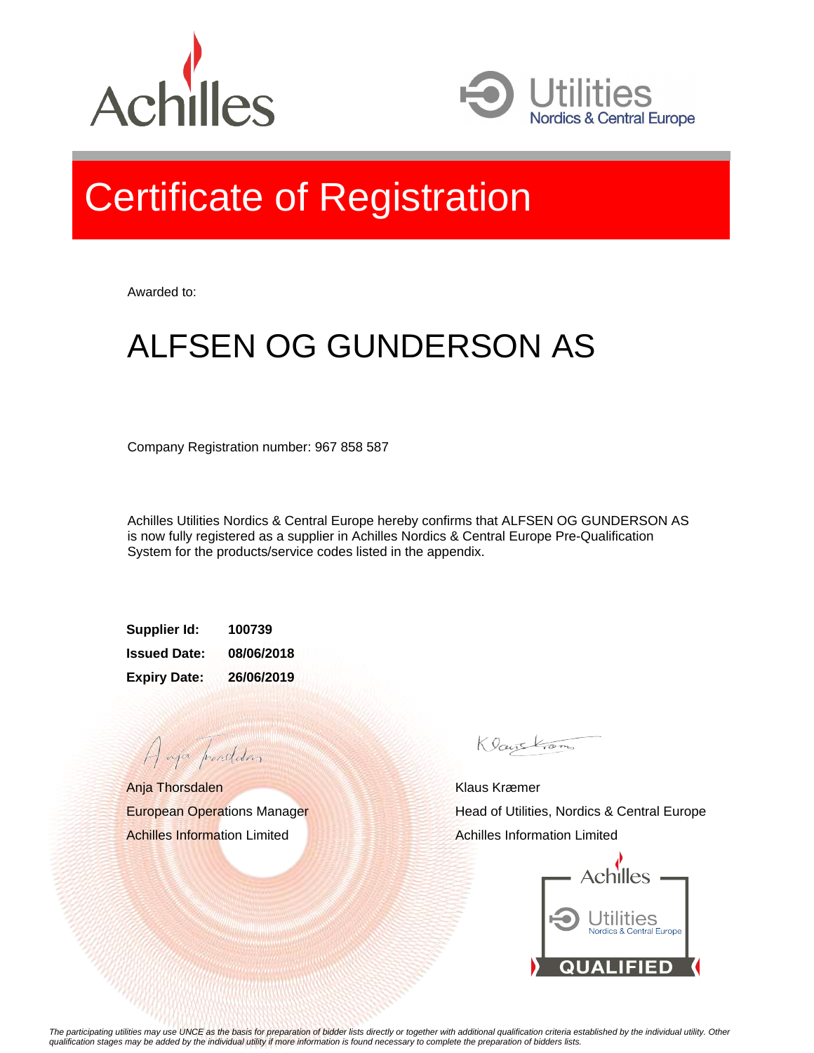# Certificate of Registration

Awarded to:

## ALFSEN OG GUNDERSON AS

Company Registration number: 967 858 587

Achilles Utilities Nordics & Central Europe hereby confirms that ALFSEN OG GUNDERSON AS is now fully registered as a supplier in Achilles Nordics & Central Europe Pre-Qualification System for the products/service codes listed in the appendix.

**Supplier Id:** **100739**

**Issued Date:** **08/06/2018**

**Expiry Date:** **26/06/2019**

Anja Thorsdalen
European Operations Manager
Achilles Information Limited

Klaus Kræmer
Head of Utilities, Nordics & Central Europe
Achilles Information Limited

Achilles Utilities Nordics & Central Europe QUALIFIED

*The participating utilities may use UNCE as the basis for preparation of bidder lists directly or together with additional qualification criteria established by the individual utility. Other qualification stages may be added by the individual utility if more information is found necessary to complete the preparation of bidders lists.*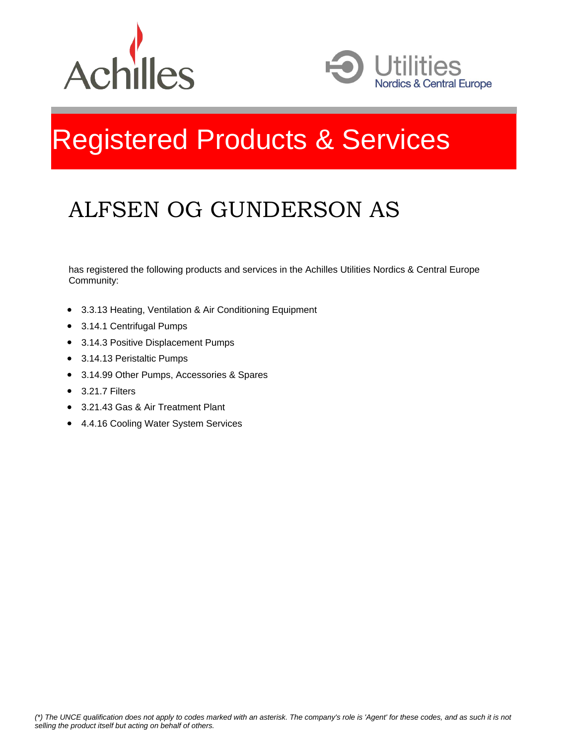# Registered Products & Services

## ALFSEN OG GUNDERSON AS

has registered the following products and services in the Achilles Utilities Nordics & Central Europe Community:

- 3.3.13 Heating, Ventilation & Air Conditioning Equipment
- 3.14.1 Centrifugal Pumps
- 3.14.3 Positive Displacement Pumps
- 3.14.13 Peristaltic Pumps
- 3.14.99 Other Pumps, Accessories & Spares
- 3.21.7 Filters
- 3.21.43 Gas & Air Treatment Plant
- 4.4.16 Cooling Water System Services

*(\*) The UNCE qualification does not apply to codes marked with an asterisk. The company's role is 'Agent' for these codes, and as such it is not selling the product itself but acting on behalf of others.*